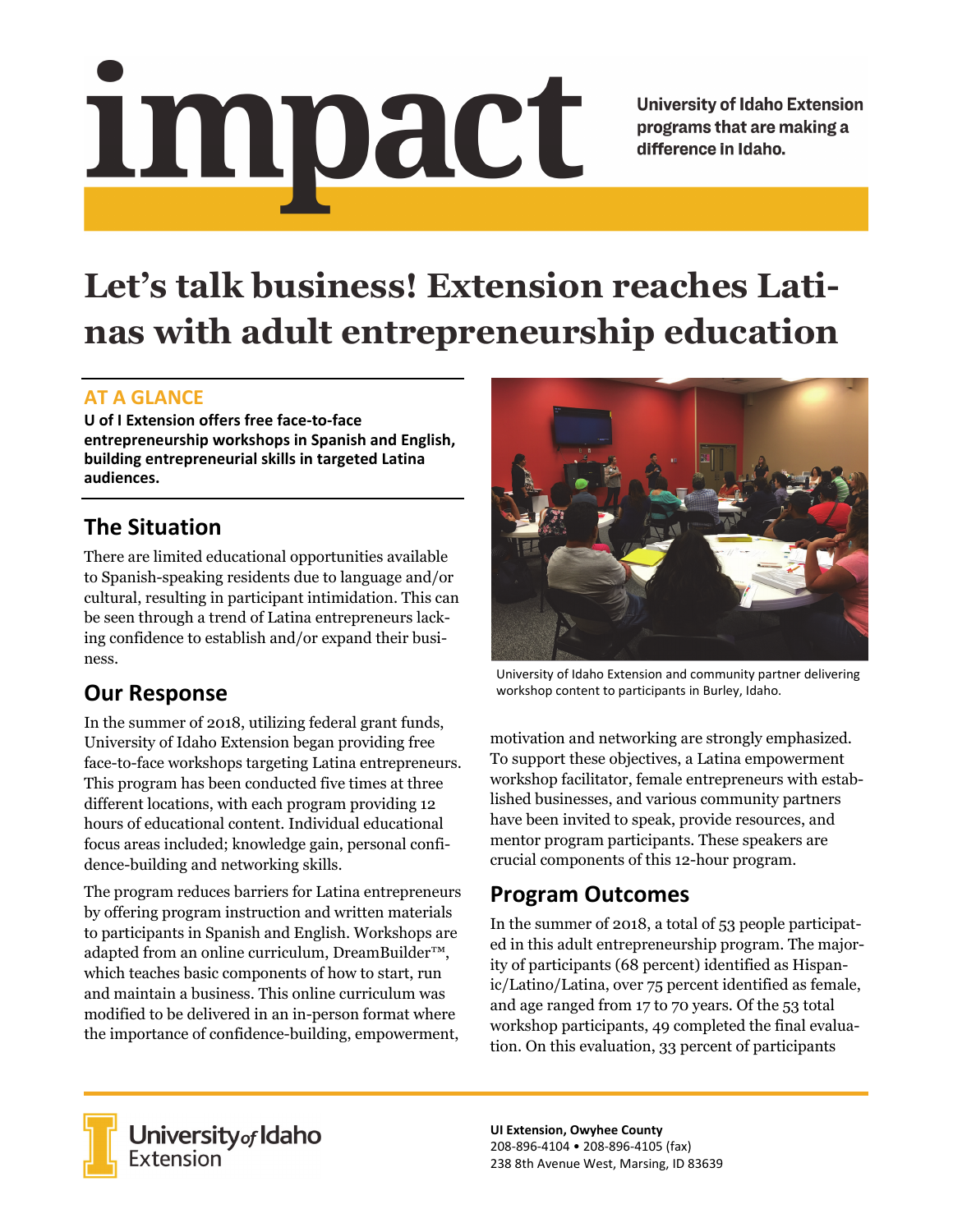# impact

**University of Idaho Extension programs that are making a difference in Idaho.**

# Let's talk business! Extension reaches Latinas with adult entrepreneurship education

## AT A GLANCE

**U of I Extension offers free face-to-face entrepreneurship workshops in Spanish and English, building entrepreneurial skills in targeted Latina audiences.**

## The Situation

There are limited educational opportunities available to Spanish-speaking residents due to language and/or cultural, resulting in participant intimidation. This can be seen through a trend of Latina entrepreneurs lacking confidence to establish and/or expand their business.

## Our Response

In the summer of 2018, utilizing federal grant funds, University of Idaho Extension began providing free face-to-face workshops targeting Latina entrepreneurs. This program has been conducted five times at three different locations, with each program providing 12 hours of educational content. Individual educational focus areas included; knowledge gain, personal confidence-building and networking skills.

The program reduces barriers for Latina entrepreneurs by offering program instruction and written materials to participants in Spanish and English. Workshops are adapted from an online curriculum, DreamBuilder™, which teaches basic components of how to start, run and maintain a business. This online curriculum was modified to be delivered in an in-person format where the importance of confidence-building, empowerment, motivation and networking are strongly emphasized. To support these objectives, a Latina empowerment workshop facilitator, female entrepreneurs with established businesses, and various community partners have been invited to speak, provide resources, and mentor program participants. These speakers are crucial components of this 12-hour program.

University of Idaho Extension and community partner delivering workshop content to participants in Burley, Idaho.

## Program Outcomes

In the summer of 2018, a total of 53 people participated in this adult entrepreneurship program. The majority of participants (68 percent) identified as Hispanic/Latino/Latina, over 75 percent identified as female, and age ranged from 17 to 70 years. Of the 53 total workshop participants, 49 completed the final evaluation. On this evaluation, 33 percent of participants

University of Idaho Extension

**UI Extension, Owyhee County**
208-896-4104 • 208-896-4105 (fax)
238 8th Avenue West, Marsing, ID 83639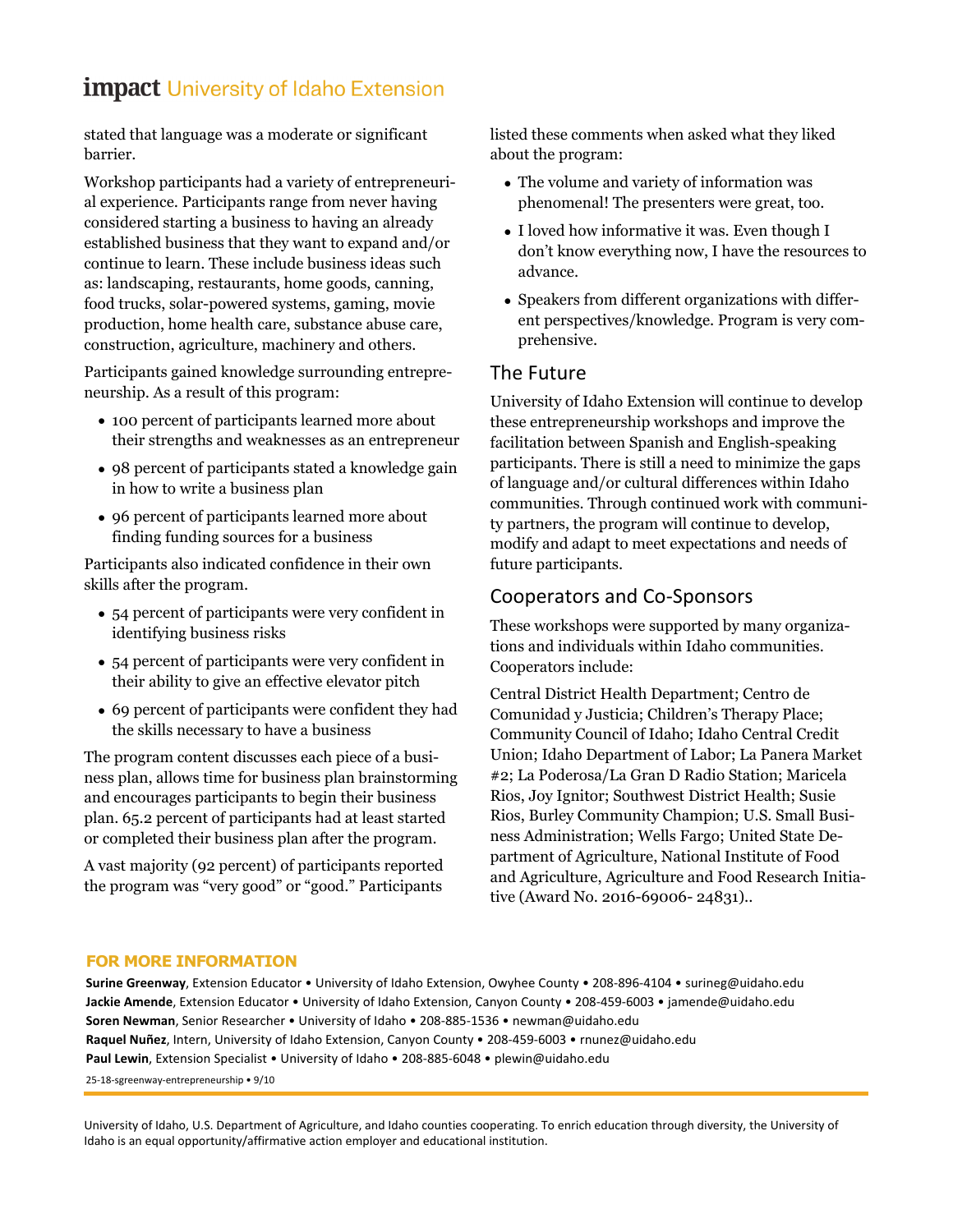stated that language was a moderate or significant barrier.

Workshop participants had a variety of entrepreneurial experience. Participants range from never having considered starting a business to having an already established business that they want to expand and/or continue to learn. These include business ideas such as: landscaping, restaurants, home goods, canning, food trucks, solar-powered systems, gaming, movie production, home health care, substance abuse care, construction, agriculture, machinery and others.

Participants gained knowledge surrounding entrepreneurship. As a result of this program:

- 100 percent of participants learned more about their strengths and weaknesses as an entrepreneur
- 98 percent of participants stated a knowledge gain in how to write a business plan
- 96 percent of participants learned more about finding funding sources for a business

Participants also indicated confidence in their own skills after the program.

- 54 percent of participants were very confident in identifying business risks
- 54 percent of participants were very confident in their ability to give an effective elevator pitch
- 69 percent of participants were confident they had the skills necessary to have a business

The program content discusses each piece of a business plan, allows time for business plan brainstorming and encourages participants to begin their business plan. 65.2 percent of participants had at least started or completed their business plan after the program.

A vast majority (92 percent) of participants reported the program was "very good" or "good." Participants listed these comments when asked what they liked about the program:

- The volume and variety of information was phenomenal! The presenters were great, too.
- I loved how informative it was. Even though I don't know everything now, I have the resources to advance.
- Speakers from different organizations with different perspectives/knowledge. Program is very comprehensive.

## The Future

University of Idaho Extension will continue to develop these entrepreneurship workshops and improve the facilitation between Spanish and English-speaking participants. There is still a need to minimize the gaps of language and/or cultural differences within Idaho communities. Through continued work with community partners, the program will continue to develop, modify and adapt to meet expectations and needs of future participants.

## Cooperators and Co-Sponsors

These workshops were supported by many organizations and individuals within Idaho communities. Cooperators include:

Central District Health Department; Centro de Comunidad y Justicia; Children's Therapy Place; Community Council of Idaho; Idaho Central Credit Union; Idaho Department of Labor; La Panera Market #2; La Poderosa/La Gran D Radio Station; Maricela Rios, Joy Ignitor; Southwest District Health; Susie Rios, Burley Community Champion; U.S. Small Business Administration; Wells Fargo; United State Department of Agriculture, National Institute of Food and Agriculture, Agriculture and Food Research Initiative (Award No. 2016-69006- 24831)..

## FOR MORE INFORMATION

**Surine Greenway**, Extension Educator • University of Idaho Extension, Owyhee County • 208-896-4104 • surineg@uidaho.edu
**Jackie Amende**, Extension Educator • University of Idaho Extension, Canyon County • 208-459-6003 • jamende@uidaho.edu
**Soren Newman**, Senior Researcher • University of Idaho • 208-885-1536 • newman@uidaho.edu
**Raquel Nuñez**, Intern, University of Idaho Extension, Canyon County • 208-459-6003 • rnunez@uidaho.edu
**Paul Lewin**, Extension Specialist • University of Idaho • 208-885-6048 • plewin@uidaho.edu

25-18-sgreenway-entrepreneurship • 9/10

University of Idaho, U.S. Department of Agriculture, and Idaho counties cooperating. To enrich education through diversity, the University of Idaho is an equal opportunity/affirmative action employer and educational institution.